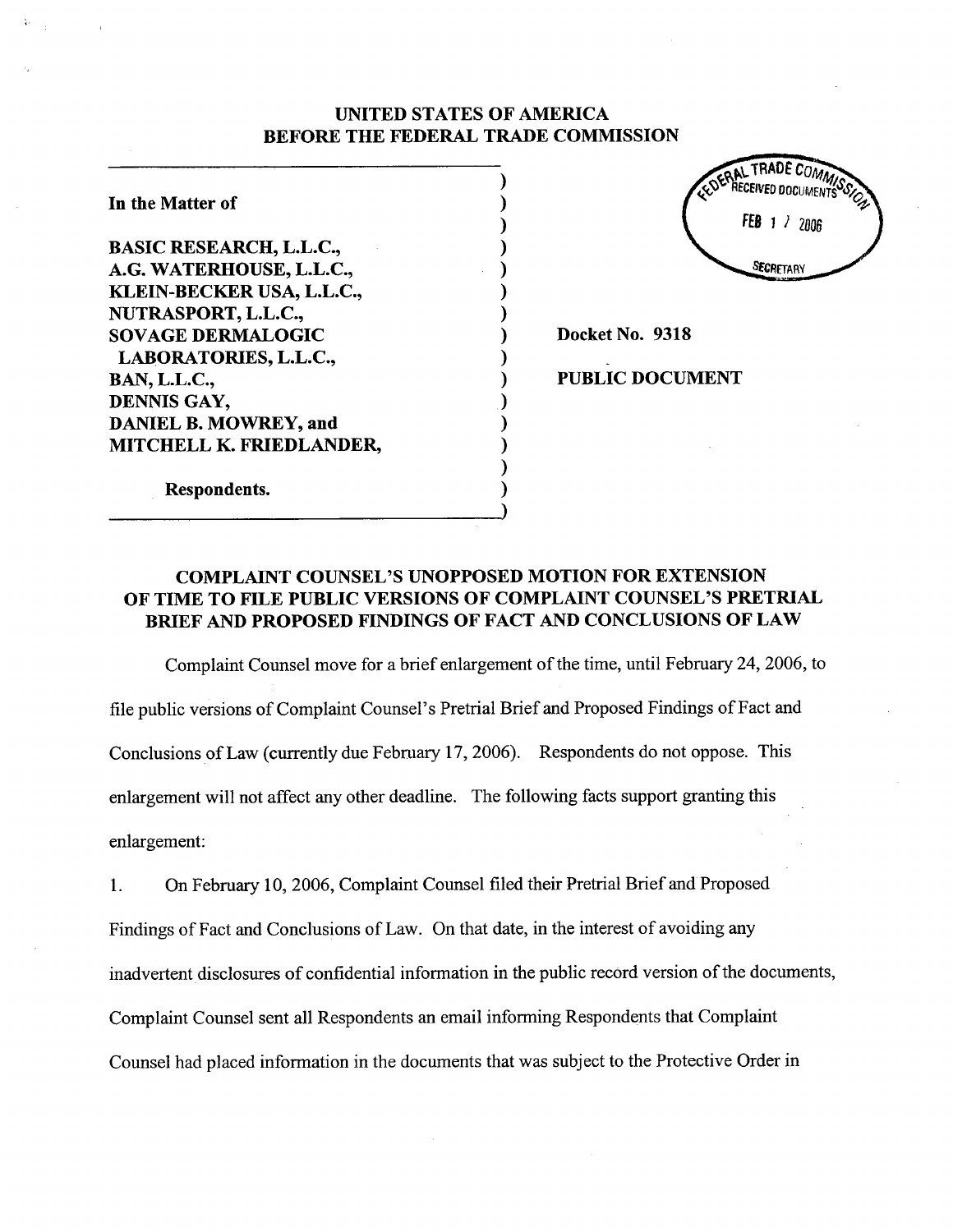**UNITED STATES OF AMERICA**
**BEFORE THE FEDERAL TRADE COMMISSION**

FEDERAL TRADE COMMISSION RECEIVED DOCUMENTS FEB 17 2006 SECRETARY

**In the Matter of**

**BASIC RESEARCH, L.L.C.,**
**A.G. WATERHOUSE, L.L.C.,**
**KLEIN-BECKER USA, L.L.C.,**
**NUTRASPORT, L.L.C.,**
**SOVAGE DERMALOGIC LABORATORIES, L.L.C.,**
**BAN, L.L.C.,**
**DENNIS GAY,**
**DANIEL B. MOWREY, and**
**MITCHELL K. FRIEDLANDER,**

**Respondents.**

**Docket No. 9318**

**PUBLIC DOCUMENT**

## COMPLAINT COUNSEL'S UNOPPOSED MOTION FOR EXTENSION OF TIME TO FILE PUBLIC VERSIONS OF COMPLAINT COUNSEL'S PRETRIAL BRIEF AND PROPOSED FINDINGS OF FACT AND CONCLUSIONS OF LAW

Complaint Counsel move for a brief enlargement of the time, until February 24, 2006, to file public versions of Complaint Counsel's Pretrial Brief and Proposed Findings of Fact and Conclusions of Law (currently due February 17, 2006). Respondents do not oppose. This enlargement will not affect any other deadline. The following facts support granting this enlargement:

1. On February 10, 2006, Complaint Counsel filed their Pretrial Brief and Proposed Findings of Fact and Conclusions of Law. On that date, in the interest of avoiding any inadvertent disclosures of confidential information in the public record version of the documents, Complaint Counsel sent all Respondents an email informing Respondents that Complaint Counsel had placed information in the documents that was subject to the Protective Order in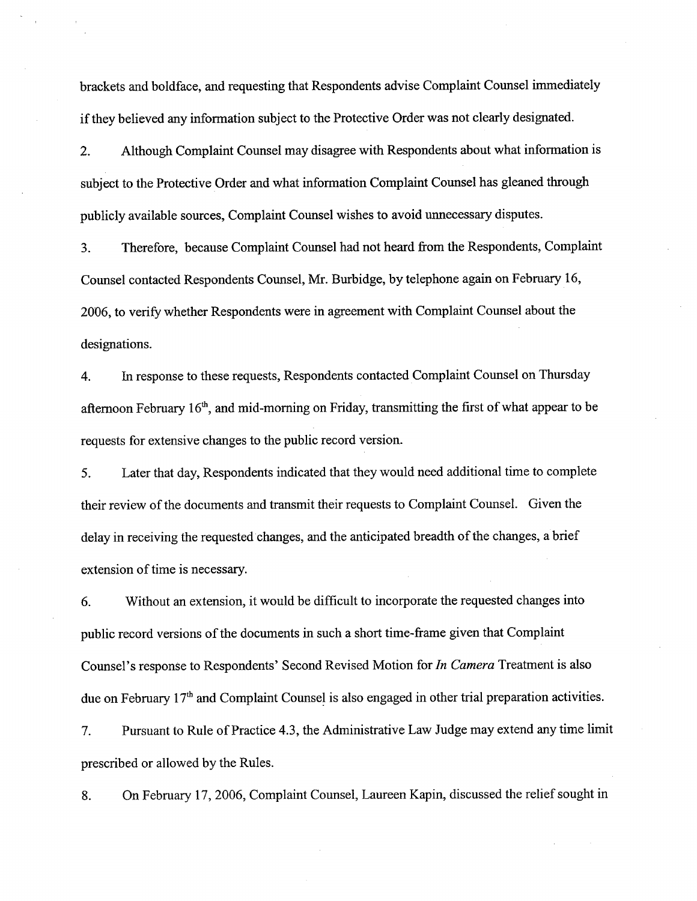brackets and boldface, and requesting that Respondents advise Complaint Counsel immediately if they believed any information subject to the Protective Order was not clearly designated.

2. Although Complaint Counsel may disagree with Respondents about what information is subject to the Protective Order and what information Complaint Counsel has gleaned through publicly available sources, Complaint Counsel wishes to avoid unnecessary disputes.

3. Therefore, because Complaint Counsel had not heard from the Respondents, Complaint Counsel contacted Respondents Counsel, Mr. Burbidge, by telephone again on February 16, 2006, to verify whether Respondents were in agreement with Complaint Counsel about the designations.

4. In response to these requests, Respondents contacted Complaint Counsel on Thursday afternoon February 16th, and mid-morning on Friday, transmitting the first of what appear to be requests for extensive changes to the public record version.

5. Later that day, Respondents indicated that they would need additional time to complete their review of the documents and transmit their requests to Complaint Counsel. Given the delay in receiving the requested changes, and the anticipated breadth of the changes, a brief extension of time is necessary.

6. Without an extension, it would be difficult to incorporate the requested changes into public record versions of the documents in such a short time-frame given that Complaint Counsel's response to Respondents' Second Revised Motion for *In Camera* Treatment is also due on February 17th and Complaint Counsel is also engaged in other trial preparation activities.

7. Pursuant to Rule of Practice 4.3, the Administrative Law Judge may extend any time limit prescribed or allowed by the Rules.

8. On February 17, 2006, Complaint Counsel, Laureen Kapin, discussed the relief sought in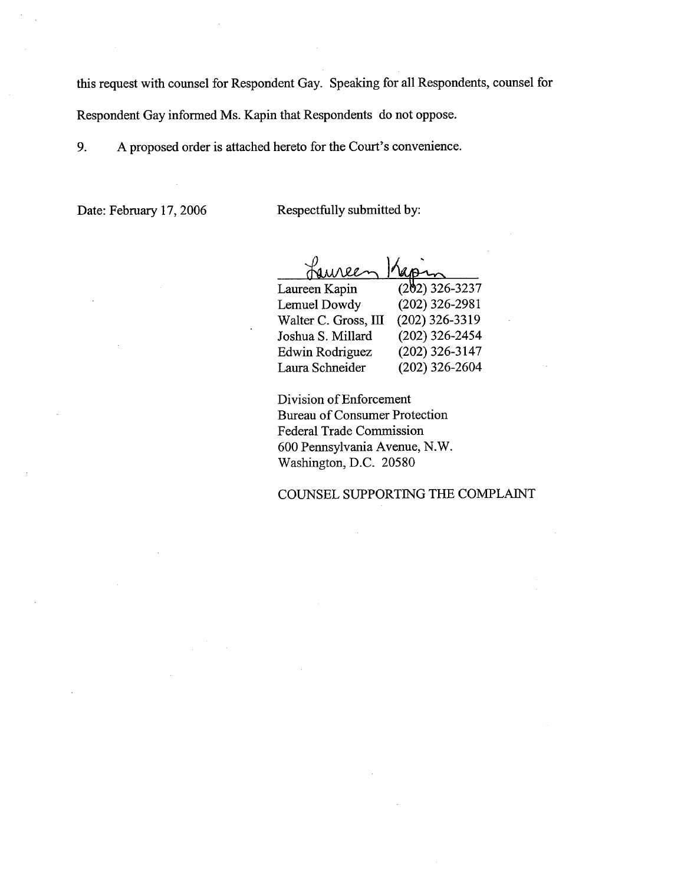this request with counsel for Respondent Gay. Speaking for all Respondents, counsel for Respondent Gay informed Ms. Kapin that Respondents do not oppose.

9. A proposed order is attached hereto for the Court's convenience.

Date: February 17, 2006

Respectfully submitted by:

Laureen Kapin

| | |
|---|---|
| Laureen Kapin | (202) 326-3237 |
| Lemuel Dowdy | (202) 326-2981 |
| Walter C. Gross, III | (202) 326-3319 |
| Joshua S. Millard | (202) 326-2454 |
| Edwin Rodriguez | (202) 326-3147 |
| Laura Schneider | (202) 326-2604 |

Division of Enforcement
Bureau of Consumer Protection
Federal Trade Commission
600 Pennsylvania Avenue, N.W.
Washington, D.C. 20580

COUNSEL SUPPORTING THE COMPLAINT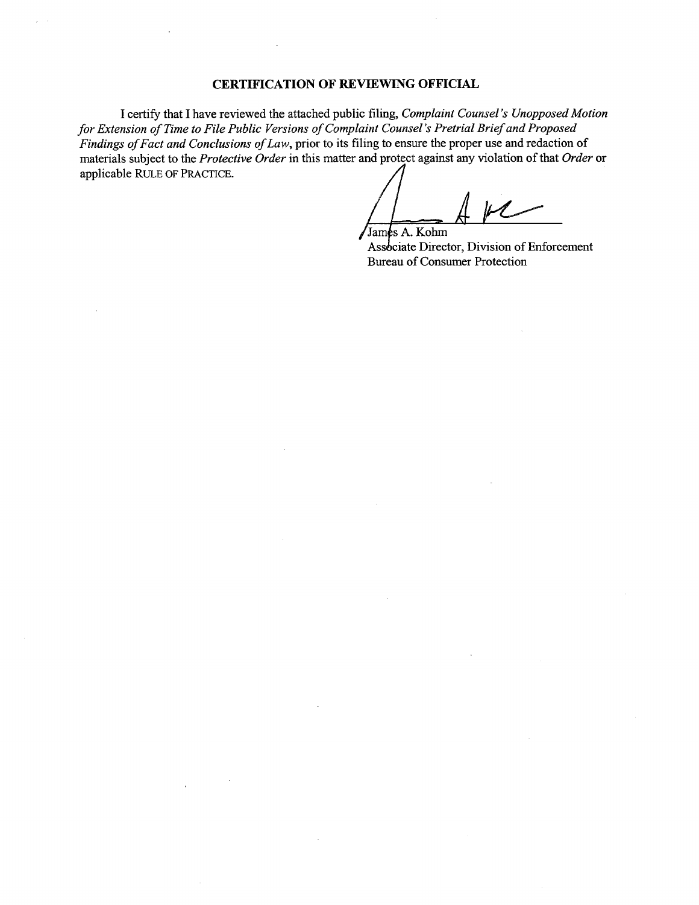## CERTIFICATION OF REVIEWING OFFICIAL

I certify that I have reviewed the attached public filing, *Complaint Counsel's Unopposed Motion for Extension of Time to File Public Versions of Complaint Counsel's Pretrial Brief and Proposed Findings of Fact and Conclusions of Law*, prior to its filing to ensure the proper use and redaction of materials subject to the *Protective Order* in this matter and protect against any violation of that *Order* or applicable RULE OF PRACTICE.

James A. Kohm
Associate Director, Division of Enforcement
Bureau of Consumer Protection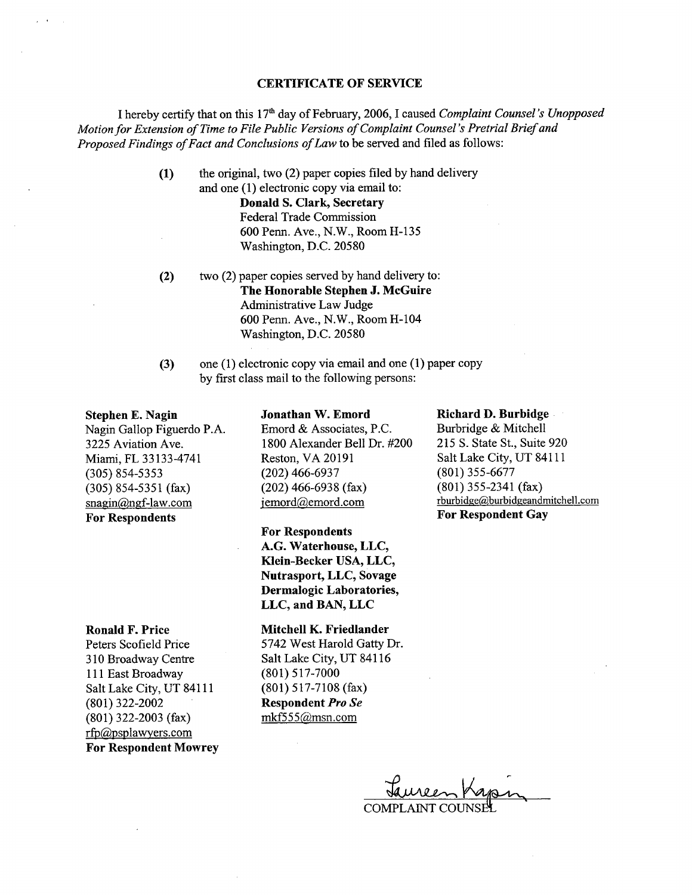## CERTIFICATE OF SERVICE

I hereby certify that on this 17th day of February, 2006, I caused *Complaint Counsel's Unopposed Motion for Extension of Time to File Public Versions of Complaint Counsel's Pretrial Brief and Proposed Findings of Fact and Conclusions of Law* to be served and filed as follows:

(1) the original, two (2) paper copies filed by hand delivery and one (1) electronic copy via email to:
**Donald S. Clark, Secretary**
Federal Trade Commission
600 Penn. Ave., N.W., Room H-135
Washington, D.C. 20580

(2) two (2) paper copies served by hand delivery to:
**The Honorable Stephen J. McGuire**
Administrative Law Judge
600 Penn. Ave., N.W., Room H-104
Washington, D.C. 20580

(3) one (1) electronic copy via email and one (1) paper copy by first class mail to the following persons:

**Stephen E. Nagin**
Nagin Gallop Figuerdo P.A.
3225 Aviation Ave.
Miami, FL 33133-4741
(305) 854-5353
(305) 854-5351 (fax)
snagin@ngf-law.com
**For Respondents**

**Jonathan W. Emord**
Emord & Associates, P.C.
1800 Alexander Bell Dr. #200
Reston, VA 20191
(202) 466-6937
(202) 466-6938 (fax)
jemord@emord.com

**For Respondents A.G. Waterhouse, LLC, Klein-Becker USA, LLC, Nutrasport, LLC, Sovage Dermalogic Laboratories, LLC, and BAN, LLC**

**Richard D. Burbidge**
Burbridge & Mitchell
215 S. State St., Suite 920
Salt Lake City, UT 84111
(801) 355-6677
(801) 355-2341 (fax)
rburbidge@burbidgeandmitchell.com
**For Respondent Gay**

**Ronald F. Price**
Peters Scofield Price
310 Broadway Centre
111 East Broadway
Salt Lake City, UT 84111
(801) 322-2002
(801) 322-2003 (fax)
rfp@psplawyers.com
**For Respondent Mowrey**

**Mitchell K. Friedlander**
5742 West Harold Gatty Dr.
Salt Lake City, UT 84116
(801) 517-7000
(801) 517-7108 (fax)
**Respondent *Pro Se***
mkf555@msn.com

Lauren Kapin
COMPLAINT COUNSEL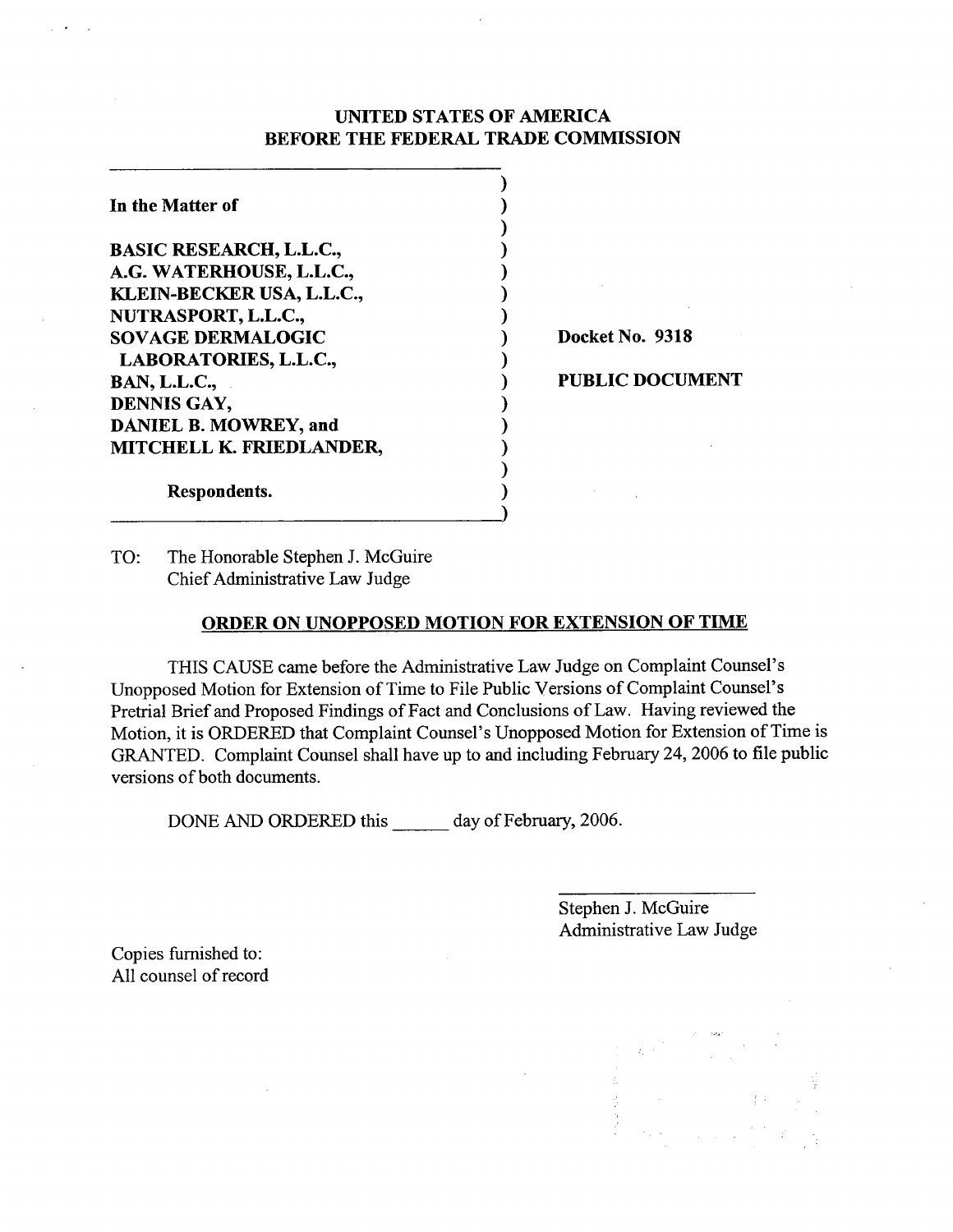**UNITED STATES OF AMERICA**
**BEFORE THE FEDERAL TRADE COMMISSION**

| | |
|---|---|
| **In the Matter of**<br><br>**BASIC RESEARCH, L.L.C.,**<br>**A.G. WATERHOUSE, L.L.C.,**<br>**KLEIN-BECKER USA, L.L.C.,**<br>**NUTRASPORT, L.L.C.,**<br>**SOVAGE DERMALOGIC LABORATORIES, L.L.C.,**<br>**BAN, L.L.C.,**<br>**DENNIS GAY,**<br>**DANIEL B. MOWREY, and**<br>**MITCHELL K. FRIEDLANDER,**<br><br>**Respondents.** | **Docket No. 9318**<br><br>**PUBLIC DOCUMENT** |

TO: The Honorable Stephen J. McGuire
Chief Administrative Law Judge

## ORDER ON UNOPPOSED MOTION FOR EXTENSION OF TIME

THIS CAUSE came before the Administrative Law Judge on Complaint Counsel's Unopposed Motion for Extension of Time to File Public Versions of Complaint Counsel's Pretrial Brief and Proposed Findings of Fact and Conclusions of Law. Having reviewed the Motion, it is ORDERED that Complaint Counsel's Unopposed Motion for Extension of Time is GRANTED. Complaint Counsel shall have up to and including February 24, 2006 to file public versions of both documents.

DONE AND ORDERED this ______ day of February, 2006.

Stephen J. McGuire
Administrative Law Judge

Copies furnished to:
All counsel of record